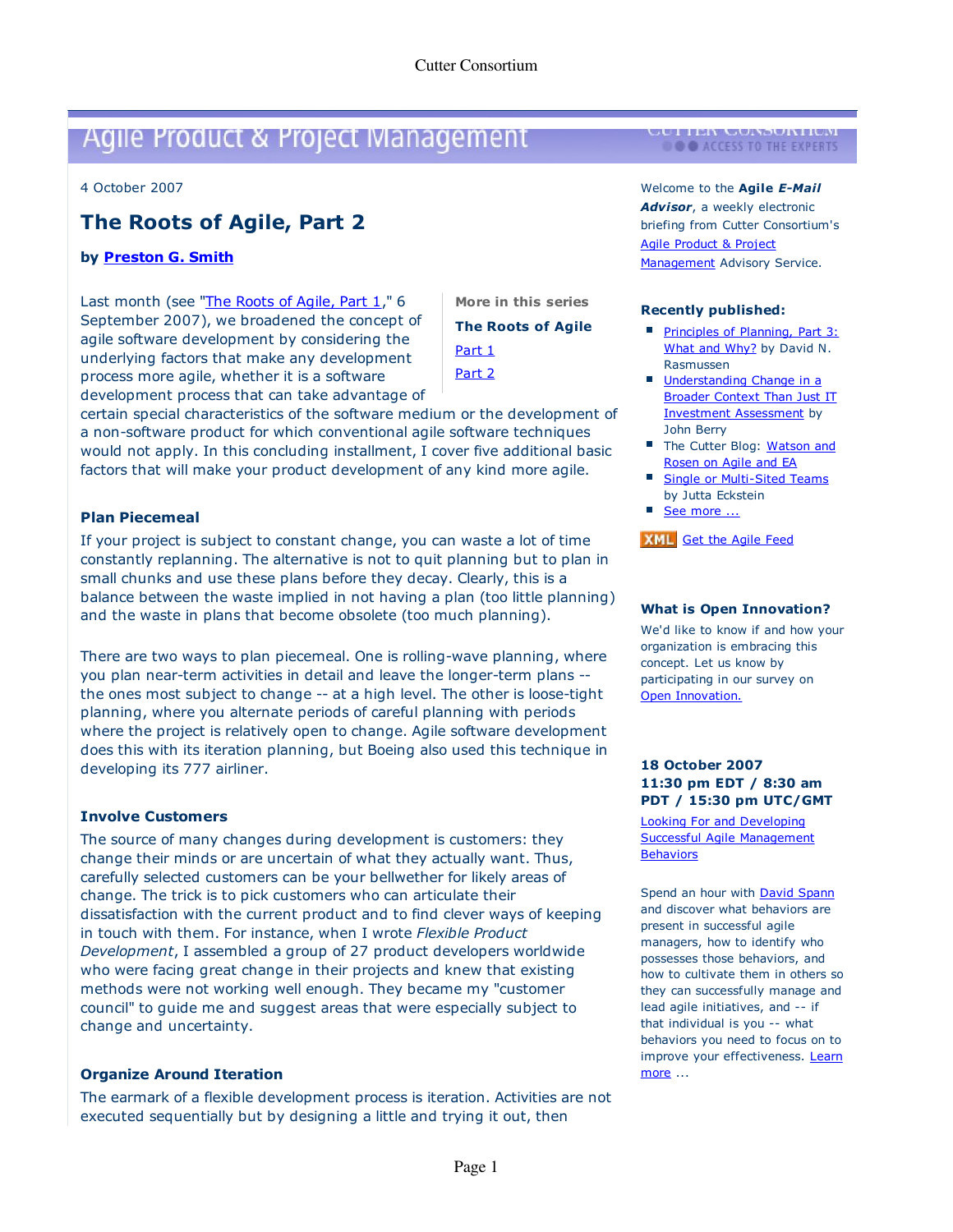Agile Product & Project Management

4 October 2007

# The Roots of Agile, Part 2

**by Preston G. Smith**

Last month (see "The Roots of Agile, Part 1," 6 September 2007), we broadened the concept of agile software development by considering the underlying factors that make any development process more agile, whether it is a software development process that can take advantage of certain special characteristics of the software medium or the development of a non-software product for which conventional agile software techniques would not apply. In this concluding installment, I cover five additional basic factors that will make your product development of any kind more agile.

**More in this series**

**The Roots of Agile**

Part 1

Part 2

### Plan Piecemeal

If your project is subject to constant change, you can waste a lot of time constantly replanning. The alternative is not to quit planning but to plan in small chunks and use these plans before they decay. Clearly, this is a balance between the waste implied in not having a plan (too little planning) and the waste in plans that become obsolete (too much planning).

There are two ways to plan piecemeal. One is rolling-wave planning, where you plan near-term activities in detail and leave the longer-term plans -- the ones most subject to change -- at a high level. The other is loose-tight planning, where you alternate periods of careful planning with periods where the project is relatively open to change. Agile software development does this with its iteration planning, but Boeing also used this technique in developing its 777 airliner.

### Involve Customers

The source of many changes during development is customers: they change their minds or are uncertain of what they actually want. Thus, carefully selected customers can be your bellwether for likely areas of change. The trick is to pick customers who can articulate their dissatisfaction with the current product and to find clever ways of keeping in touch with them. For instance, when I wrote *Flexible Product Development*, I assembled a group of 27 product developers worldwide who were facing great change in their projects and knew that existing methods were not working well enough. They became my "customer council" to guide me and suggest areas that were especially subject to change and uncertainty.

### Organize Around Iteration

The earmark of a flexible development process is iteration. Activities are not executed sequentially but by designing a little and trying it out, then

---

Welcome to the **Agile *E-Mail Advisor***, a weekly electronic briefing from Cutter Consortium's Agile Product & Project Management Advisory Service.

**Recently published:**

- Principles of Planning, Part 3: What and Why? by David N. Rasmussen
- Understanding Change in a Broader Context Than Just IT Investment Assessment by John Berry
- The Cutter Blog: Watson and Rosen on Agile and EA
- Single or Multi-Sited Teams by Jutta Eckstein
- See more ...

XML Get the Agile Feed

**What is Open Innovation?**

We'd like to know if and how your organization is embracing this concept. Let us know by participating in our survey on Open Innovation.

**18 October 2007**
**11:30 pm EDT / 8:30 am PDT / 15:30 pm UTC/GMT**

Looking For and Developing Successful Agile Management Behaviors

Spend an hour with David Spann and discover what behaviors are present in successful agile managers, how to identify who possesses those behaviors, and how to cultivate them in others so they can successfully manage and lead agile initiatives, and -- if that individual is you -- what behaviors you need to focus on to improve your effectiveness. Learn more ...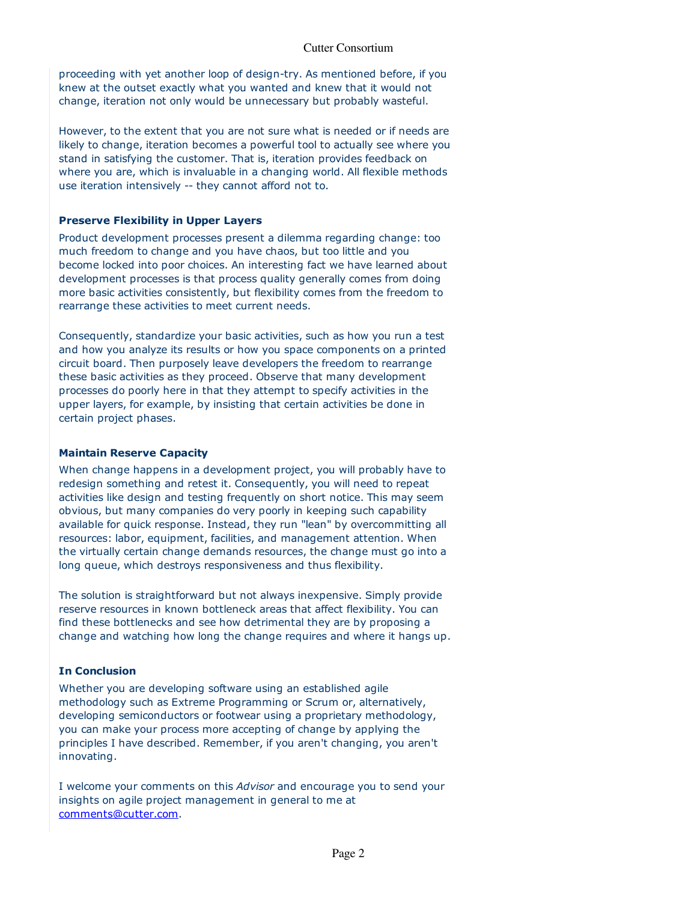proceeding with yet another loop of design-try. As mentioned before, if you knew at the outset exactly what you wanted and knew that it would not change, iteration not only would be unnecessary but probably wasteful.

However, to the extent that you are not sure what is needed or if needs are likely to change, iteration becomes a powerful tool to actually see where you stand in satisfying the customer. That is, iteration provides feedback on where you are, which is invaluable in a changing world. All flexible methods use iteration intensively -- they cannot afford not to.

### Preserve Flexibility in Upper Layers

Product development processes present a dilemma regarding change: too much freedom to change and you have chaos, but too little and you become locked into poor choices. An interesting fact we have learned about development processes is that process quality generally comes from doing more basic activities consistently, but flexibility comes from the freedom to rearrange these activities to meet current needs.

Consequently, standardize your basic activities, such as how you run a test and how you analyze its results or how you space components on a printed circuit board. Then purposely leave developers the freedom to rearrange these basic activities as they proceed. Observe that many development processes do poorly here in that they attempt to specify activities in the upper layers, for example, by insisting that certain activities be done in certain project phases.

### Maintain Reserve Capacity

When change happens in a development project, you will probably have to redesign something and retest it. Consequently, you will need to repeat activities like design and testing frequently on short notice. This may seem obvious, but many companies do very poorly in keeping such capability available for quick response. Instead, they run "lean" by overcommitting all resources: labor, equipment, facilities, and management attention. When the virtually certain change demands resources, the change must go into a long queue, which destroys responsiveness and thus flexibility.

The solution is straightforward but not always inexpensive. Simply provide reserve resources in known bottleneck areas that affect flexibility. You can find these bottlenecks and see how detrimental they are by proposing a change and watching how long the change requires and where it hangs up.

### In Conclusion

Whether you are developing software using an established agile methodology such as Extreme Programming or Scrum or, alternatively, developing semiconductors or footwear using a proprietary methodology, you can make your process more accepting of change by applying the principles I have described. Remember, if you aren't changing, you aren't innovating.

I welcome your comments on this *Advisor* and encourage you to send your insights on agile project management in general to me at comments@cutter.com.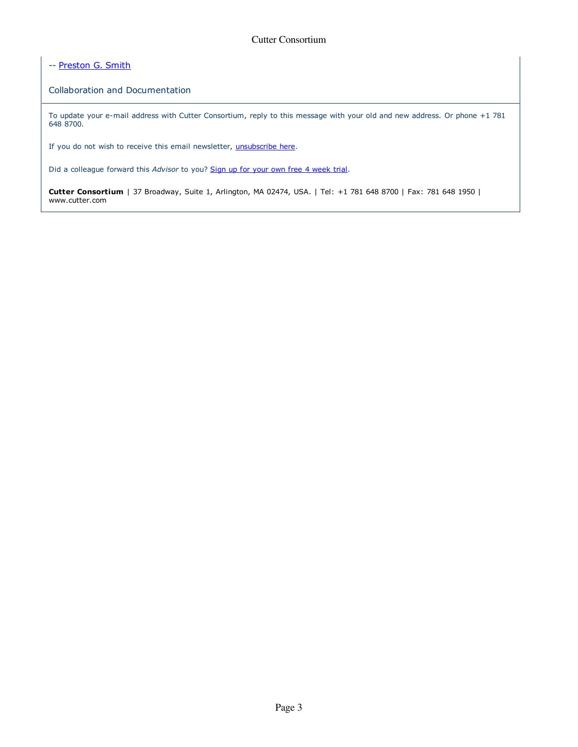-- Preston G. Smith

Collaboration and Documentation

To update your e-mail address with Cutter Consortium, reply to this message with your old and new address. Or phone +1 781 648 8700.

If you do not wish to receive this email newsletter, unsubscribe here.

Did a colleague forward this *Advisor* to you? Sign up for your own free 4 week trial.

**Cutter Consortium** | 37 Broadway, Suite 1, Arlington, MA 02474, USA. | Tel: +1 781 648 8700 | Fax: 781 648 1950 | www.cutter.com